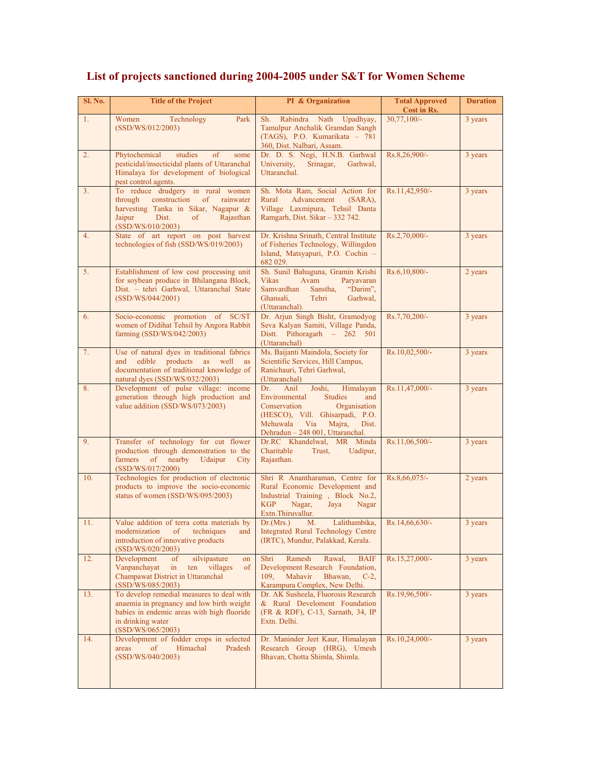# List of projects sanctioned during 2004-2005 under S&T for Women Scheme

| Sl. No. | Title of the Project | PI & Organization | Total Approved Cost in Rs. | Duration |
|---|---|---|---|---|
| 1. | Women Technology Park (SSD/WS/012/2003) | Sh. Rabindra Nath Upadhyay, Tamulpur Anchalik Gramdan Sangh (TAGS), P.O. Kumarikata – 781 360, Dist. Nalbari, Assam. | 30,77,100/- | 3 years |
| 2. | Phytochemical studies of some pesticidal/insecticidal plants of Uttaranchal Himalaya for development of biological pest control agents. | Dr. D. S. Negi, H.N.B. Garhwal University, Srinagar, Garhwal, Uttaranchal. | Rs.8,26,900/- | 3 years |
| 3. | To reduce drudgery in rural women through construction of rainwater harvesting Tanka in Sikar, Nagapur & Jaipur Dist. of Rajasthan (SSD/WS/010/2003) | Sh. Mota Ram, Social Action for Rural Advancement (SARA), Village Laxmipura, Tehsil Danta Ramgarh, Dist. Sikar – 332 742. | Rs.11,42,950/- | 3 years |
| 4. | State of art report on post harvest technologies of fish (SSD/WS/019/2003) | Dr. Krishna Srinath, Central Institute of Fisheries Technology, Willingdon Island, Matsyapuri, P.O. Cochin – 682 029. | Rs.2,70,000/- | 3 years |
| 5. | Establishment of low cost processing unit for soybean produce in Bhilangana Block, Dist. – tehri Garhwal, Uttaranchal State (SSD/WS/044/2001) | Sh. Sunil Bahuguna, Gramin Krishi Vikas Avam Paryavaran Samvardhan Sanstha, "Darim", Ghansali, Tehri Garhwal, (Uttaranchal). | Rs.6,10,800/- | 2 years |
| 6. | Socio-economic promotion of SC/ST women of Didihat Tehsil by Angora Rabbit farming (SSD/WS/042/2003) | Dr. Arjun Singh Bisht, Gramodyog Seva Kalyan Samiti, Village Panda, Distt. Pithoragarh – 262 501 (Uttaranchal) | Rs.7,70,200/- | 3 years |
| 7. | Use of natural dyes in traditional fabrics and edible products as well as documentation of traditional knowledge of natural dyes (SSD/WS/032/2003) | Ms. Baijanti Maindola, Society for Scientific Services, Hill Campus, Ranichauri, Tehri Garhwal, (Uttaranchal) | Rs.10,02,500/- | 3 years |
| 8. | Development of pulse village: income generation through high production and value addition (SSD/WS/073/2003) | Dr. Anil Joshi, Himalayan Environmental Studies and Conservation Organisation (HESCO), Vill. Ghisarpadi, P.O. Mehuwala Via Majra, Dist. Dehradun – 248 001, Uttaranchal. | Rs.11,47,000/- | 3 years |
| 9. | Transfer of technology for cut flower production through demonstration to the farmers of nearby Udaipur City (SSD/WS/017/2000) | Dr.RC Khandelwal, MR Minda Charitable Trust, Uadipur, Rajasthan. | Rs.11,06,500/- | 3 years |
| 10. | Technologies for production of electronic products to improve the socio-economic status of women (SSD/WS/095/2003) | Shri R Anantharaman, Centre for Rural Economic Development and Industrial Training , Block No.2, KGP Nagar, Jaya Nagar Extn.Thiruvallur. | Rs.8,66,075/- | 2 years |
| 11. | Value addition of terra cotta materials by modernization of techniques and introduction of innovative products (SSD/WS/020/2003) | Dr.(Mrs.) M. Lalithambika, Integrated Rural Technology Centre (IRTC), Mundur, Palakkad, Kerala. | Rs.14,66,630/- | 3 years |
| 12. | Development of silvipasture on Vanpanchayat in ten villages of Champawat District in Uttaranchal (SSD/WS/085/2003) | Shri Ramesh Rawal, BAIF Development Research Foundation, 109, Mahavir Bhawan, C-2, Karampura Complex, New Delhi. | Rs.15,27,000/- | 3 years |
| 13. | To develop remedial measures to deal with anaemia in pregnancy and low birth weight babies in endemic areas with high fluoride in drinking water (SSD/WS/065/2003) | Dr. AK Susheela, Fluorosis Research & Rural Develoment Foundation (FR & RDF), C-13, Sarnath, 34, IP Extn. Delhi. | Rs.19,96,500/- | 3 years |
| 14. | Development of fodder crops in selected areas of Himachal Pradesh (SSD/WS/040/2003) | Dr. Maninder Jeet Kaur, Himalayan Research Group (HRG), Umesh Bhavan, Chotta Shimla, Shimla. | Rs.10,24,000/- | 3 years |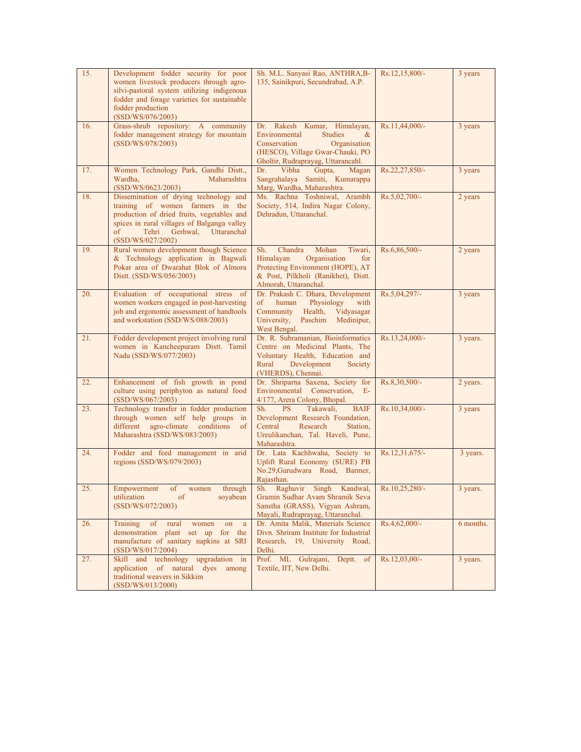| | | | | |
|---|---|---|---|---|
| 15. | Development fodder security for poor women livestock producers through agro-silvi-pastoral system utilizing indigenous fodder and forage varieties for sustainable fodder production (SSD/WS/076/2003) | Sh. M.L. Sanyasi Rao, ANTHRA,B-135, Sainikpuri, Secundrabad, A.P. | Rs.12,15,800/- | 3 years |
| 16. | Grass-shrub repository: A community fodder management strategy for mountain (SSD/WS/078/2003) | Dr. Rakesh Kumar, Himalayan, Environmental Studies & Conservation Organisation (HESCO), Village Gwar-Chauki, PO Gholtir, Rudraprayag, Uttarancahl. | Rs.11,44,000/- | 3 years |
| 17. | Women Technology Park, Gandhi Distt., Wardha, Maharashtra (SSD/WS/0623/2003) | Dr. Vibha Gupta, Magan Sangrahalaya Samiti, Kumarappa Marg, Wardha, Maharashtra. | Rs.22,27,850/- | 3 years |
| 18. | Dissemination of drying technology and training of women farmers in the production of dried fruits, vegetables and spices in rural villages of Balganga valley of Tehri Gerhwal, Uttaranchal (SSD/WS/027/2002) | Ms. Rachna Toshniwal, Arambh Society, 514, Indira Nagar Colony, Dehradun, Uttaranchal. | Rs.5,02,700/- | 2 years |
| 19. | Rural women development though Science & Technology application in Bagwali Pokar area of Dwarahat Blok of Almora Distt. (SSD/WS/056/2003) | Sh. Chandra Mohan Tiwari, Himalayan Organisation for Protecting Environment (HOPE), AT & Post, Pilkholi (Ranikhet), Distt. Almorah, Uttaranchal. | Rs.6,86,500/- | 2 years |
| 20. | Evaluation of occupational stress of women workers engaged in post-harvesting job and ergonomic assessment of handtools and workstation (SSD/WS/088/2003) | Dr. Prakash C. Dhara, Development of human Physiology with Community Health, Vidyasagar University, Paschim Medinipur, West Bengal. | Rs.5,04,297/- | 3 years |
| 21. | Fodder development project involving rural women in Kancheepuram Distt. Tamil Nadu (SSD/WS/077/2003) | Dr. R. Subramanian, Bioinformatics Centre on Medicinal Plants, The Voluntary Health, Education and Rural Development Society (VHERDS), Chennai. | Rs.13,24,000/- | 3 years. |
| 22. | Enhancement of fish growth in pond culture using periphyton as natural food (SSD/WS/067/2003) | Dr. Shriparna Saxena, Society for Environmental Conservation, E-4/177, Arera Colony, Bhopal. | Rs.8,30,500/- | 2 years. |
| 23. | Technology transfer in fodder production through women self help groups in different agro-climate conditions of Maharashtra (SSD/WS/083/2003) | Sh. PS Takawali, BAIF Development Research Foundation, Central Research Station, Ureulikanchan, Tal. Haveli, Pune, Maharashtra. | Rs.10,34,000/- | 3 years |
| 24. | Fodder and feed management in arid regions (SSD/WS/079/2003) | Dr. Lata Kachhwaha, Society to Uplift Rural Economy (SURE) PB No.29,Gurudwara Road, Barmer, Rajasthan. | Rs.12,31,675/- | 3 years. |
| 25. | Empowerment of women through utilization of soyabean (SSD/WS/072/2003) | Sh. Raghuvir Singh Kandwal, Gramin Sudhar Avam Shramik Seva Sanstha (GRASS), Vigyan Ashram, Mayali, Rudraprayag, Uttaranchal. | Rs.10,25,280/- | 3 years. |
| 26. | Training of rural women on a demonstration plant set up for the manufacture of sanitary napkins at SRI (SSD/WS/017/2004) | Dr. Amita Malik, Materials Science Divn. Shriram Institute for Industrial Research, 19, University Road, Delhi. | Rs.4,62,000/- | 6 months. |
| 27. | Skill and technology upgradation in application of natural dyes among traditional weavers in Sikkim (SSD/WS/013/2000) | Prof. ML Gulrajani, Deptt. of Textile, IIT, New Delhi. | Rs.12,03,00/- | 3 years. |